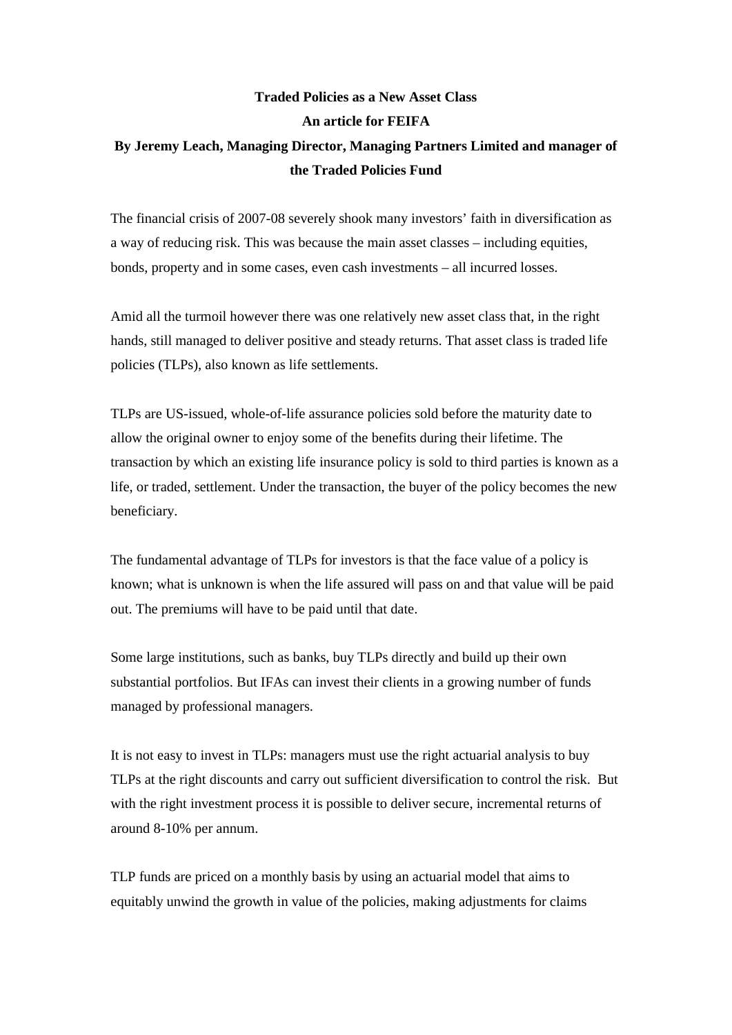**Traded Policies as a New Asset Class**

**An article for FEIFA**

**By Jeremy Leach, Managing Director, Managing Partners Limited and manager of the Traded Policies Fund**

The financial crisis of 2007-08 severely shook many investors' faith in diversification as a way of reducing risk. This was because the main asset classes – including equities, bonds, property and in some cases, even cash investments – all incurred losses.

Amid all the turmoil however there was one relatively new asset class that, in the right hands, still managed to deliver positive and steady returns. That asset class is traded life policies (TLPs), also known as life settlements.

TLPs are US-issued, whole-of-life assurance policies sold before the maturity date to allow the original owner to enjoy some of the benefits during their lifetime. The transaction by which an existing life insurance policy is sold to third parties is known as a life, or traded, settlement. Under the transaction, the buyer of the policy becomes the new beneficiary.

The fundamental advantage of TLPs for investors is that the face value of a policy is known; what is unknown is when the life assured will pass on and that value will be paid out. The premiums will have to be paid until that date.

Some large institutions, such as banks, buy TLPs directly and build up their own substantial portfolios. But IFAs can invest their clients in a growing number of funds managed by professional managers.

It is not easy to invest in TLPs: managers must use the right actuarial analysis to buy TLPs at the right discounts and carry out sufficient diversification to control the risk. But with the right investment process it is possible to deliver secure, incremental returns of around 8-10% per annum.

TLP funds are priced on a monthly basis by using an actuarial model that aims to equitably unwind the growth in value of the policies, making adjustments for claims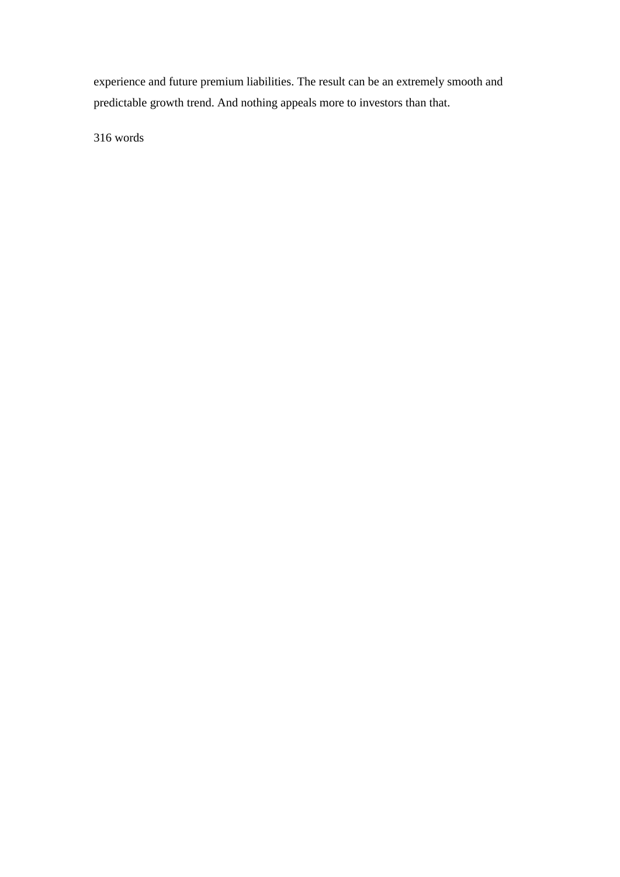experience and future premium liabilities. The result can be an extremely smooth and predictable growth trend. And nothing appeals more to investors than that.

316 words